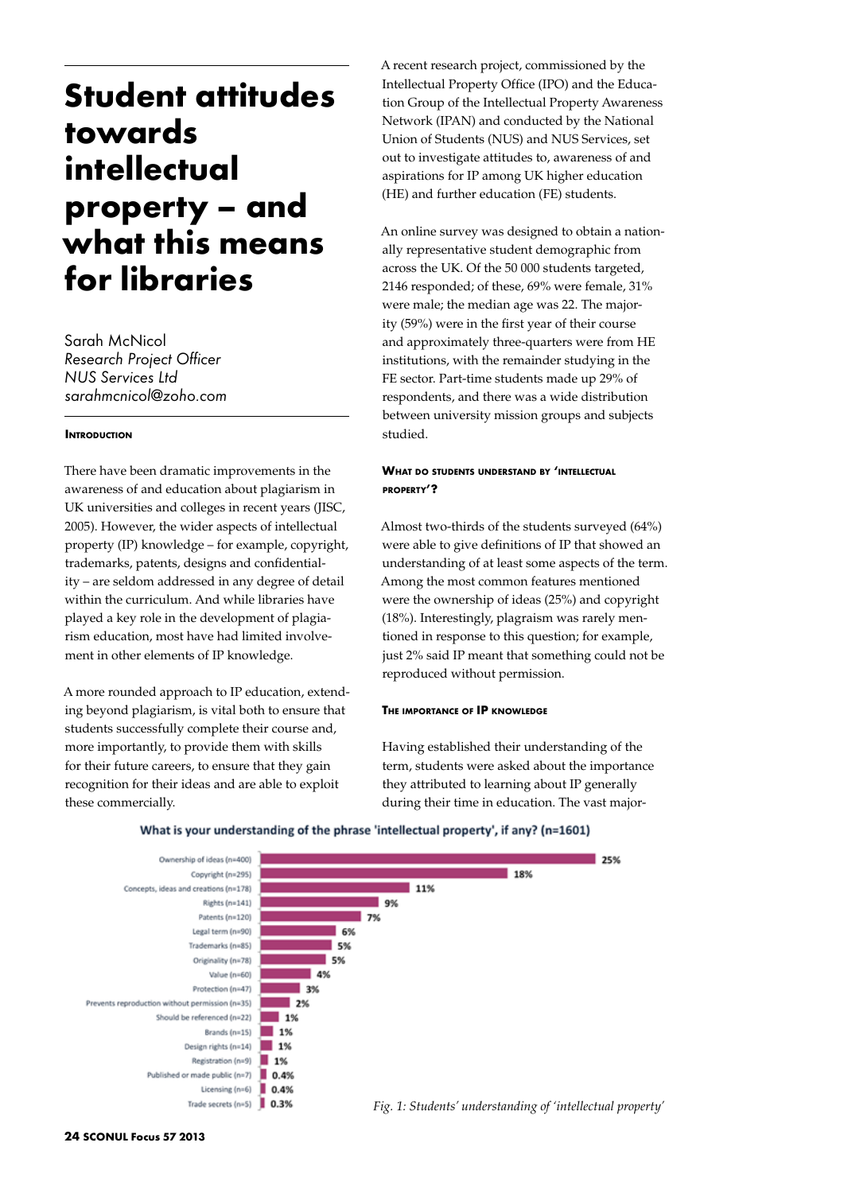# Student attitudes towards intellectual property – and what this means for libraries

Sarah McNicol
*Research Project Officer*
*NUS Services Ltd*
*sarahmcnicol@zoho.com*

## Introduction

There have been dramatic improvements in the awareness of and education about plagiarism in UK universities and colleges in recent years (JISC, 2005). However, the wider aspects of intellectual property (IP) knowledge – for example, copyright, trademarks, patents, designs and confidentiality – are seldom addressed in any degree of detail within the curriculum. And while libraries have played a key role in the development of plagiarism education, most have had limited involvement in other elements of IP knowledge.

A more rounded approach to IP education, extending beyond plagiarism, is vital both to ensure that students successfully complete their course and, more importantly, to provide them with skills for their future careers, to ensure that they gain recognition for their ideas and are able to exploit these commercially.

A recent research project, commissioned by the Intellectual Property Office (IPO) and the Education Group of the Intellectual Property Awareness Network (IPAN) and conducted by the National Union of Students (NUS) and NUS Services, set out to investigate attitudes to, awareness of and aspirations for IP among UK higher education (HE) and further education (FE) students.

An online survey was designed to obtain a nationally representative student demographic from across the UK. Of the 50 000 students targeted, 2146 responded; of these, 69% were female, 31% were male; the median age was 22. The majority (59%) were in the first year of their course and approximately three-quarters were from HE institutions, with the remainder studying in the FE sector. Part-time students made up 29% of respondents, and there was a wide distribution between university mission groups and subjects studied.

## What do students understand by 'intellectual property'?

Almost two-thirds of the students surveyed (64%) were able to give definitions of IP that showed an understanding of at least some aspects of the term. Among the most common features mentioned were the ownership of ideas (25%) and copyright (18%). Interestingly, plagraism was rarely mentioned in response to this question; for example, just 2% said IP meant that something could not be reproduced without permission.

## The importance of IP knowledge

Having established their understanding of the term, students were asked about the importance they attributed to learning about IP generally during their time in education. The vast major-

What is your understanding of the phrase 'intellectual property', if any? (n=1601)

Ownership of ideas (n=400) 25%
Copyright (n=295) 18%
Concepts, ideas and creations (n=178) 11%
Rights (n=141) 9%
Patents (n=120) 7%
Legal term (n=90) 6%
Trademarks (n=85) 5%
Originality (n=78) 5%
Value (n=60) 4%
Protection (n=47) 3%
Prevents reproduction without permission (n=35) 2%
Should be referenced (n=22) 1%
Brands (n=15) 1%
Design rights (n=14) 1%
Registration (n=9) 1%
Published or made public (n=7) 0.4%
Licensing (n=6) 0.4%
Trade secrets (n=5) 0.3%

*Fig. 1: Students' understanding of 'intellectual property'*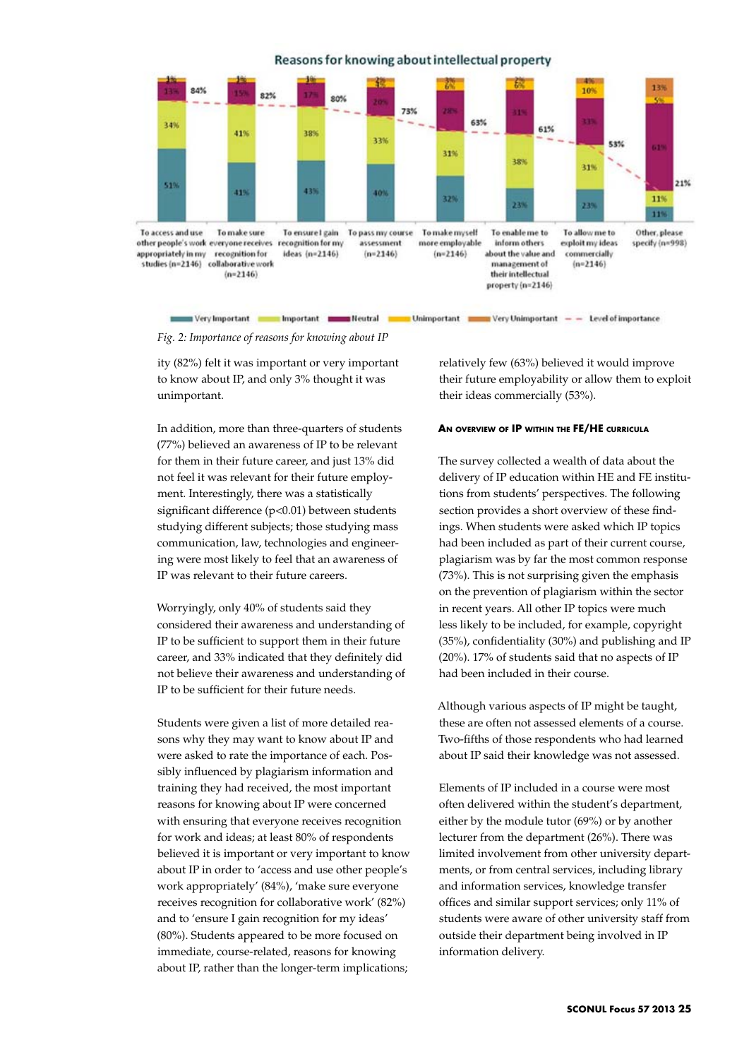Reasons for knowing about intellectual property

1% 13% 84% 34% 51%
1% 15% 82% 41% 41%
1% 17% 80% 38% 43%
2% 3% 20% 73% 33% 40%
3% 6% 28% 63% 31% 32%
2% 6% 31% 61% 38% 23%
4% 10% 33% 53% 31% 23%
13% 5% 61% 21% 11% 11%

To access and use other people's work appropriately in my studies (n=2146)

To make sure everyone receives recognition for collaborative work (n=2146)

To ensure I gain recognition for my ideas (n=2146)

To pass my course assessment (n=2146)

To make myself more employable (n=2146)

To enable me to inform others about the value and management of their intellectual property (n=2146)

To allow me to exploit my ideas commercially (n=2146)

Other, please specify (n=998)

Very Important · Important · Neutral · Unimportant · Very Unimportant · Level of importance

*Fig. 2: Importance of reasons for knowing about IP*

ity (82%) felt it was important or very important to know about IP, and only 3% thought it was unimportant.

In addition, more than three-quarters of students (77%) believed an awareness of IP to be relevant for them in their future career, and just 13% did not feel it was relevant for their future employment. Interestingly, there was a statistically significant difference ($p<0.01$) between students studying different subjects; those studying mass communication, law, technologies and engineering were most likely to feel that an awareness of IP was relevant to their future careers.

Worryingly, only 40% of students said they considered their awareness and understanding of IP to be sufficient to support them in their future career, and 33% indicated that they definitely did not believe their awareness and understanding of IP to be sufficient for their future needs.

Students were given a list of more detailed reasons why they may want to know about IP and were asked to rate the importance of each. Possibly influenced by plagiarism information and training they had received, the most important reasons for knowing about IP were concerned with ensuring that everyone receives recognition for work and ideas; at least 80% of respondents believed it is important or very important to know about IP in order to 'access and use other people's work appropriately' (84%), 'make sure everyone receives recognition for collaborative work' (82%) and to 'ensure I gain recognition for my ideas' (80%). Students appeared to be more focused on immediate, course-related, reasons for knowing about IP, rather than the longer-term implications; relatively few (63%) believed it would improve their future employability or allow them to exploit their ideas commercially (53%).

### An overview of IP within the FE/HE curricula

The survey collected a wealth of data about the delivery of IP education within HE and FE institutions from students' perspectives. The following section provides a short overview of these findings. When students were asked which IP topics had been included as part of their current course, plagiarism was by far the most common response (73%). This is not surprising given the emphasis on the prevention of plagiarism within the sector in recent years. All other IP topics were much less likely to be included, for example, copyright (35%), confidentiality (30%) and publishing and IP (20%). 17% of students said that no aspects of IP had been included in their course.

Although various aspects of IP might be taught, these are often not assessed elements of a course. Two-fifths of those respondents who had learned about IP said their knowledge was not assessed.

Elements of IP included in a course were most often delivered within the student's department, either by the module tutor (69%) or by another lecturer from the department (26%). There was limited involvement from other university departments, or from central services, including library and information services, knowledge transfer offices and similar support services; only 11% of students were aware of other university staff from outside their department being involved in IP information delivery.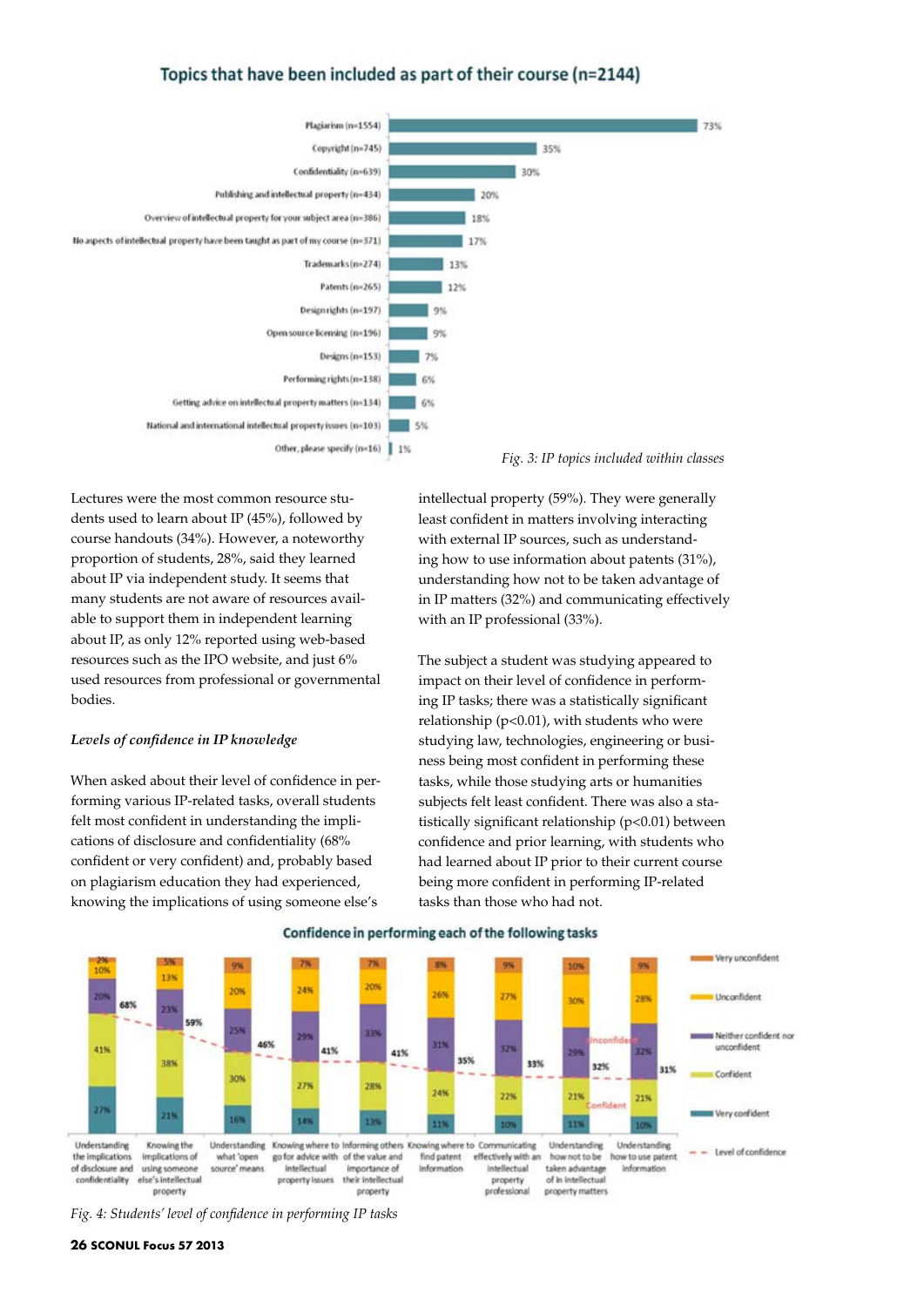## Topics that have been included as part of their course (n=2144)

Plagiarism (n=1554) 73%
Copyright (n=745) 35%
Confidentiality (n=639) 30%
Publishing and intellectual property (n=434) 20%
Overview of intellectual property for your subject area (n=386) 18%
No aspects of intellectual property have been taught as part of my course (n=371) 17%
Trademarks (n=274) 13%
Patents (n=265) 12%
Design rights (n=197) 9%
Open source licensing (n=196) 9%
Designs (n=153) 7%
Performing rights (n=138) 6%
Getting advice on intellectual property matters (n=134) 6%
National and international intellectual property issues (n=103) 5%
Other, please specify (n=16) 1%

*Fig. 3: IP topics included within classes*

Lectures were the most common resource students used to learn about IP (45%), followed by course handouts (34%). However, a noteworthy proportion of students, 28%, said they learned about IP via independent study. It seems that many students are not aware of resources available to support them in independent learning about IP, as only 12% reported using web-based resources such as the IPO website, and just 6% used resources from professional or governmental bodies.

### *Levels of confidence in IP knowledge*

When asked about their level of confidence in performing various IP-related tasks, overall students felt most confident in understanding the implications of disclosure and confidentiality (68% confident or very confident) and, probably based on plagiarism education they had experienced, knowing the implications of using someone else's intellectual property (59%). They were generally least confident in matters involving interacting with external IP sources, such as understanding how to use information about patents (31%), understanding how not to be taken advantage of in IP matters (32%) and communicating effectively with an IP professional (33%).

The subject a student was studying appeared to impact on their level of confidence in performing IP tasks; there was a statistically significant relationship ($p<0.01$), with students who were studying law, technologies, engineering or business being most confident in performing these tasks, while those studying arts or humanities subjects felt least confident. There was also a statistically significant relationship ($p<0.01$) between confidence and prior learning, with students who had learned about IP prior to their current course being more confident in performing IP-related tasks than those who had not.

## Confidence in performing each of the following tasks

Very unconfident
Unconfident
Neither confident nor unconfident
Confident
Very confident
Level of confidence

Understanding the implications of disclosure and confidentiality: 2%, 10%, 20%, 41%, 27%, 68%
Knowing the implications of using someone else's intellectual property: 5%, 13%, 23%, 38%, 21%, 59%
Understanding what 'open source' means: 9%, 20%, 25%, 30%, 16%, 46%
Knowing where to go for advice with intellectual property issues: 7%, 24%, 29%, 27%, 14%, 41%
Informing others of the value and importance of their intellectual property: 7%, 20%, 33%, 28%, 13%, 41%
Knowing where to find patent information: 8%, 26%, 31%, 24%, 11%, 35%
Communicating effectively with an intellectual property professional: 9%, 27%, 32%, 22%, 10%, 33%
Understanding how not to be taken advantage of in intellectual property matters: 10%, 30%, 29%, 21%, 11%, 32%
Understanding how to use patent information: 9%, 28%, 32%, 21%, 10%, 31%

*Fig. 4: Students' level of confidence in performing IP tasks*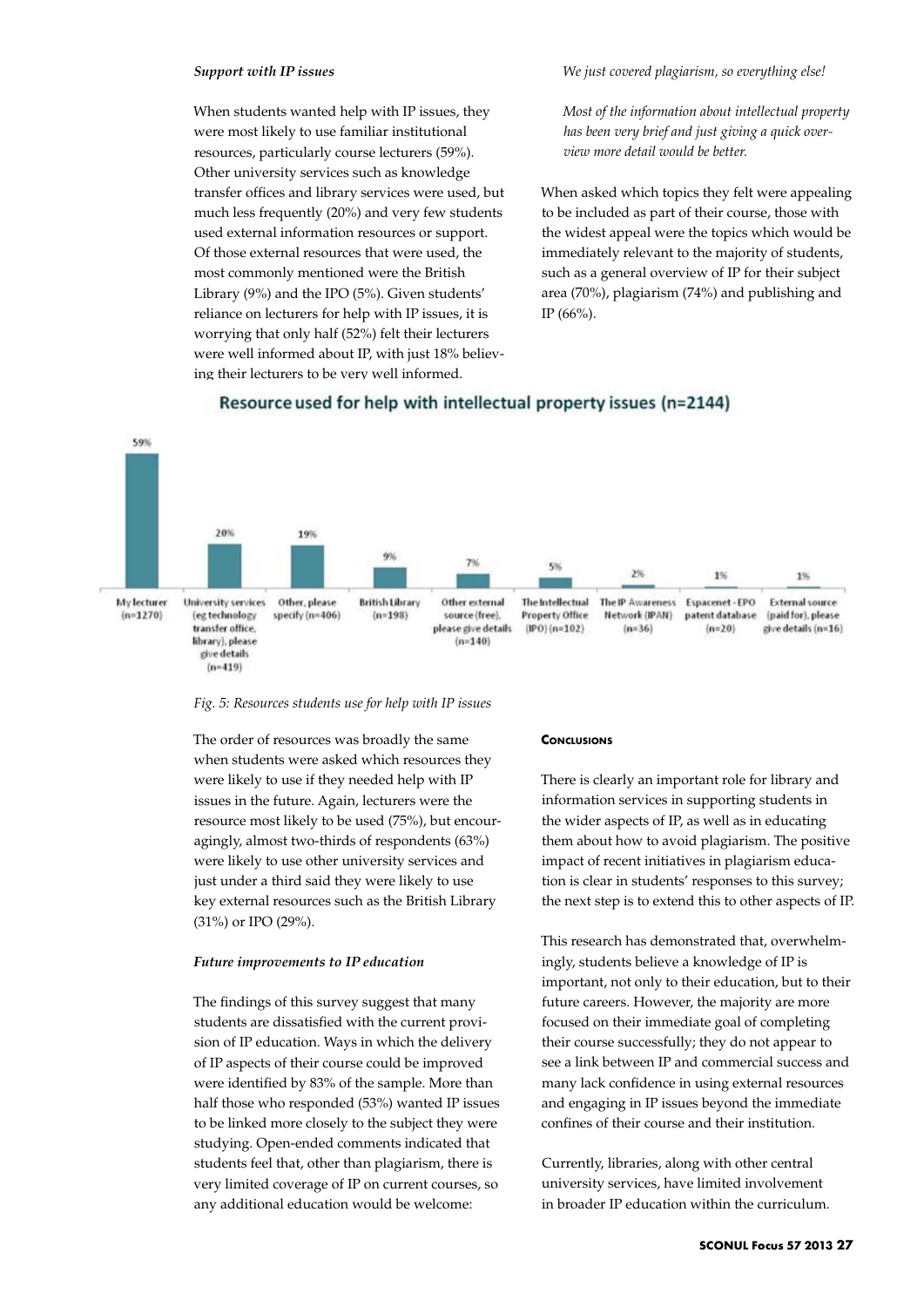*Support with IP issues*

When students wanted help with IP issues, they were most likely to use familiar institutional resources, particularly course lecturers (59%). Other university services such as knowledge transfer offices and library services were used, but much less frequently (20%) and very few students used external information resources or support. Of those external resources that were used, the most commonly mentioned were the British Library (9%) and the IPO (5%). Given students' reliance on lecturers for help with IP issues, it is worrying that only half (52%) felt their lecturers were well informed about IP, with just 18% believing their lecturers to be very well informed.

*We just covered plagiarism, so everything else!*

*Most of the information about intellectual property has been very brief and just giving a quick overview more detail would be better.*

When asked which topics they felt were appealing to be included as part of their course, those with the widest appeal were the topics which would be immediately relevant to the majority of students, such as a general overview of IP for their subject area (70%), plagiarism (74%) and publishing and IP (66%).

Resource used for help with intellectual property issues (n=2144)

59%
20%
19%
9%
7%
5%
2%
1%
1%

My lecturer (n=1270)
University services (eg technology transfer office, library), please give details (n=419)
Other, please specify (n=406)
British Library (n=198)
Other external source (free), please give details (n=140)
The Intellectual Property Office (IPO) (n=102)
The IP Awareness Network (IPAN) (n=36)
Espacenet - EPO patent database (n=20)
External source (paid for), please give details (n=16)

*Fig. 5: Resources students use for help with IP issues*

The order of resources was broadly the same when students were asked which resources they were likely to use if they needed help with IP issues in the future. Again, lecturers were the resource most likely to be used (75%), but encouragingly, almost two-thirds of respondents (63%) were likely to use other university services and just under a third said they were likely to use key external resources such as the British Library (31%) or IPO (29%).

*Future improvements to IP education*

The findings of this survey suggest that many students are dissatisfied with the current provision of IP education. Ways in which the delivery of IP aspects of their course could be improved were identified by 83% of the sample. More than half those who responded (53%) wanted IP issues to be linked more closely to the subject they were studying. Open-ended comments indicated that students feel that, other than plagiarism, there is very limited coverage of IP on current courses, so any additional education would be welcome:

**Conclusions**

There is clearly an important role for library and information services in supporting students in the wider aspects of IP, as well as in educating them about how to avoid plagiarism. The positive impact of recent initiatives in plagiarism education is clear in students' responses to this survey; the next step is to extend this to other aspects of IP.

This research has demonstrated that, overwhelmingly, students believe a knowledge of IP is important, not only to their education, but to their future careers. However, the majority are more focused on their immediate goal of completing their course successfully; they do not appear to see a link between IP and commercial success and many lack confidence in using external resources and engaging in IP issues beyond the immediate confines of their course and their institution.

Currently, libraries, along with other central university services, have limited involvement in broader IP education within the curriculum.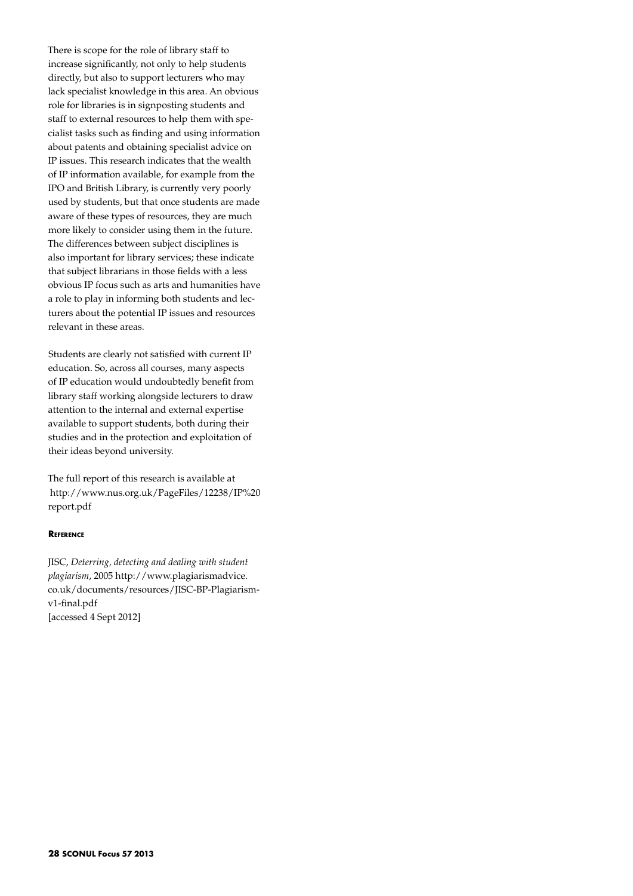There is scope for the role of library staff to increase significantly, not only to help students directly, but also to support lecturers who may lack specialist knowledge in this area. An obvious role for libraries is in signposting students and staff to external resources to help them with specialist tasks such as finding and using information about patents and obtaining specialist advice on IP issues. This research indicates that the wealth of IP information available, for example from the IPO and British Library, is currently very poorly used by students, but that once students are made aware of these types of resources, they are much more likely to consider using them in the future. The differences between subject disciplines is also important for library services; these indicate that subject librarians in those fields with a less obvious IP focus such as arts and humanities have a role to play in informing both students and lecturers about the potential IP issues and resources relevant in these areas.

Students are clearly not satisfied with current IP education. So, across all courses, many aspects of IP education would undoubtedly benefit from library staff working alongside lecturers to draw attention to the internal and external expertise available to support students, both during their studies and in the protection and exploitation of their ideas beyond university.

The full report of this research is available at http://www.nus.org.uk/PageFiles/12238/IP%20report.pdf

#### Reference

JISC, *Deterring, detecting and dealing with student plagiarism*, 2005 http://www.plagiarismadvice.co.uk/documents/resources/JISC-BP-Plagiarism-v1-final.pdf [accessed 4 Sept 2012]